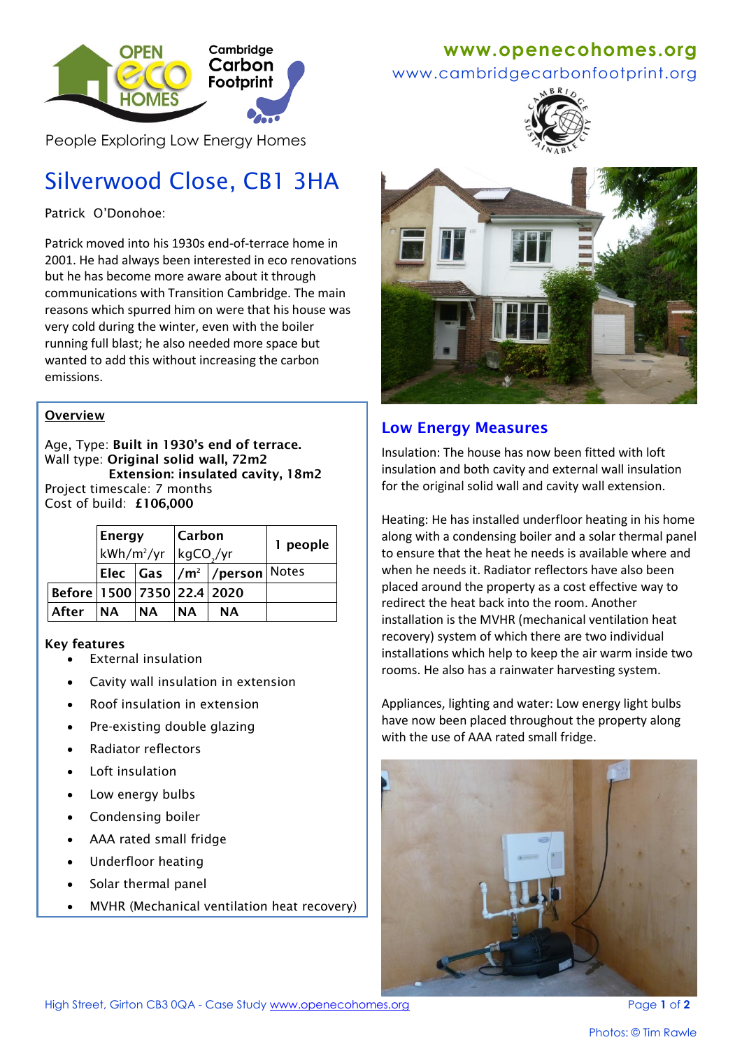People Exploring Low Energy Homes

www.openecohomes.org
www.cambridgecarbonfootprint.org

# Silverwood Close, CB1 3HA

Patrick O'Donohoe:

Patrick moved into his 1930s end-of-terrace home in 2001. He had always been interested in eco renovations but he has become more aware about it through communications with Transition Cambridge. The main reasons which spurred him on were that his house was very cold during the winter, even with the boiler running full blast; he also needed more space but wanted to add this without increasing the carbon emissions.

## Overview

Age, Type: **Built in 1930's end of terrace.**
Wall type: **Original solid wall, 72m2**
**Extension: insulated cavity, 18m2**
Project timescale: 7 months
Cost of build: **£106,000**

| | Energy kWh/m²/yr | | Carbon $kgCO_2$/yr | | 1 people |
|---|---|---|---|---|---|
| | Elec | Gas | /m² | /person | Notes |
| Before | 1500 | 7350 | 22.4 | 2020 | |
| After | NA | NA | NA | NA | |

**Key features**

- External insulation
- Cavity wall insulation in extension
- Roof insulation in extension
- Pre-existing double glazing
- Radiator reflectors
- Loft insulation
- Low energy bulbs
- Condensing boiler
- AAA rated small fridge
- Underfloor heating
- Solar thermal panel
- MVHR (Mechanical ventilation heat recovery)

## Low Energy Measures

Insulation: The house has now been fitted with loft insulation and both cavity and external wall insulation for the original solid wall and cavity wall extension.

Heating: He has installed underfloor heating in his home along with a condensing boiler and a solar thermal panel to ensure that the heat he needs is available where and when he needs it. Radiator reflectors have also been placed around the property as a cost effective way to redirect the heat back into the room. Another installation is the MVHR (mechanical ventilation heat recovery) system of which there are two individual installations which help to keep the air warm inside two rooms. He also has a rainwater harvesting system.

Appliances, lighting and water: Low energy light bulbs have now been placed throughout the property along with the use of AAA rated small fridge.

High Street, Girton CB3 0QA - Case Study www.openecohomes.org

Photos: © Tim Rawle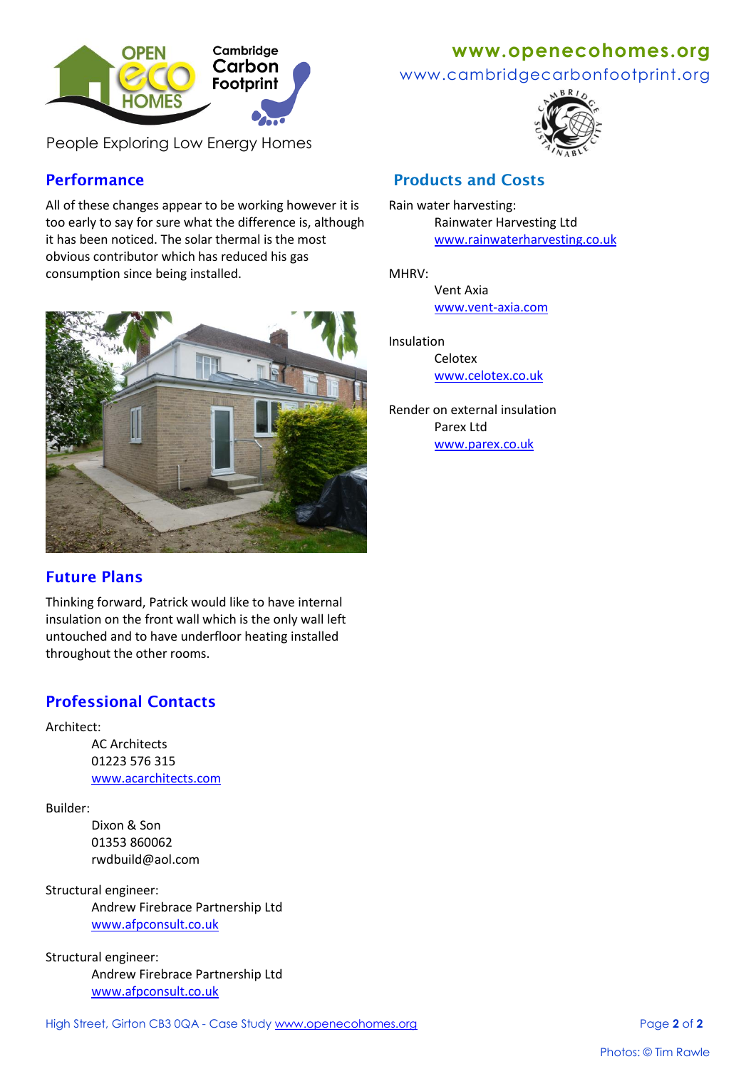## Performance

All of these changes appear to be working however it is too early to say for sure what the difference is, although it has been noticed. The solar thermal is the most obvious contributor which has reduced his gas consumption since being installed.

## Future Plans

Thinking forward, Patrick would like to have internal insulation on the front wall which is the only wall left untouched and to have underfloor heating installed throughout the other rooms.

## Professional Contacts

Architect:

AC Architects
01223 576 315
www.acarchitects.com

Builder:

Dixon & Son
01353 860062
rwdbuild@aol.com

Structural engineer:

Andrew Firebrace Partnership Ltd
www.afpconsult.co.uk

Structural engineer:

Andrew Firebrace Partnership Ltd
www.afpconsult.co.uk

## Products and Costs

Rain water harvesting:

Rainwater Harvesting Ltd
www.rainwaterharvesting.co.uk

MHRV:

Vent Axia
www.vent-axia.com

Insulation

Celotex
www.celotex.co.uk

Render on external insulation

Parex Ltd
www.parex.co.uk

Photos: © Tim Rawle